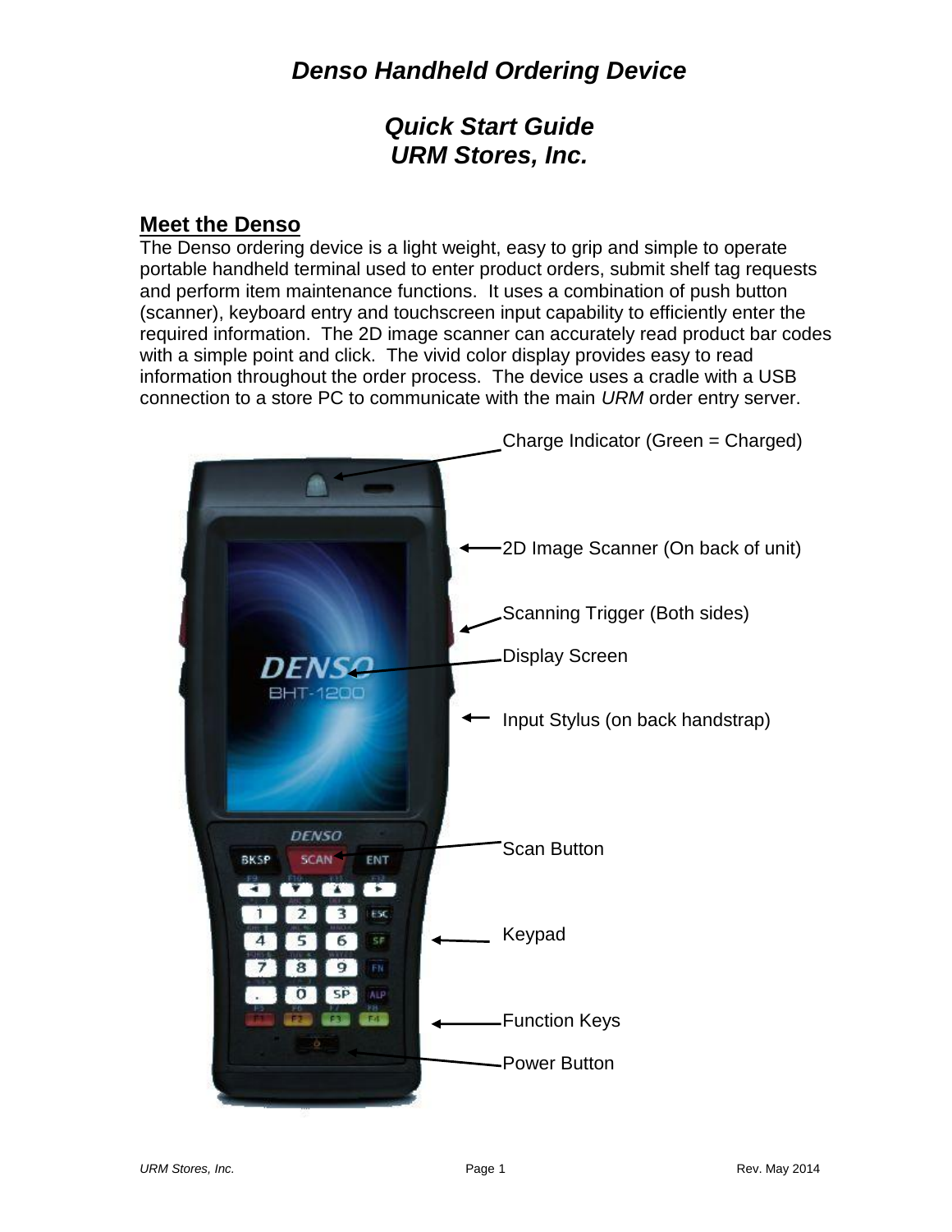# *Denso Handheld Ordering Device*

## *Quick Start Guide*
## *URM Stores, Inc.*

## Meet the Denso

The Denso ordering device is a light weight, easy to grip and simple to operate portable handheld terminal used to enter product orders, submit shelf tag requests and perform item maintenance functions. It uses a combination of push button (scanner), keyboard entry and touchscreen input capability to efficiently enter the required information. The 2D image scanner can accurately read product bar codes with a simple point and click. The vivid color display provides easy to read information throughout the order process. The device uses a cradle with a USB connection to a store PC to communicate with the main *URM* order entry server.

Charge Indicator (Green = Charged)

2D Image Scanner (On back of unit)

Scanning Trigger (Both sides)

Display Screen

Input Stylus (on back handstrap)

Scan Button

Keypad

Function Keys

Power Button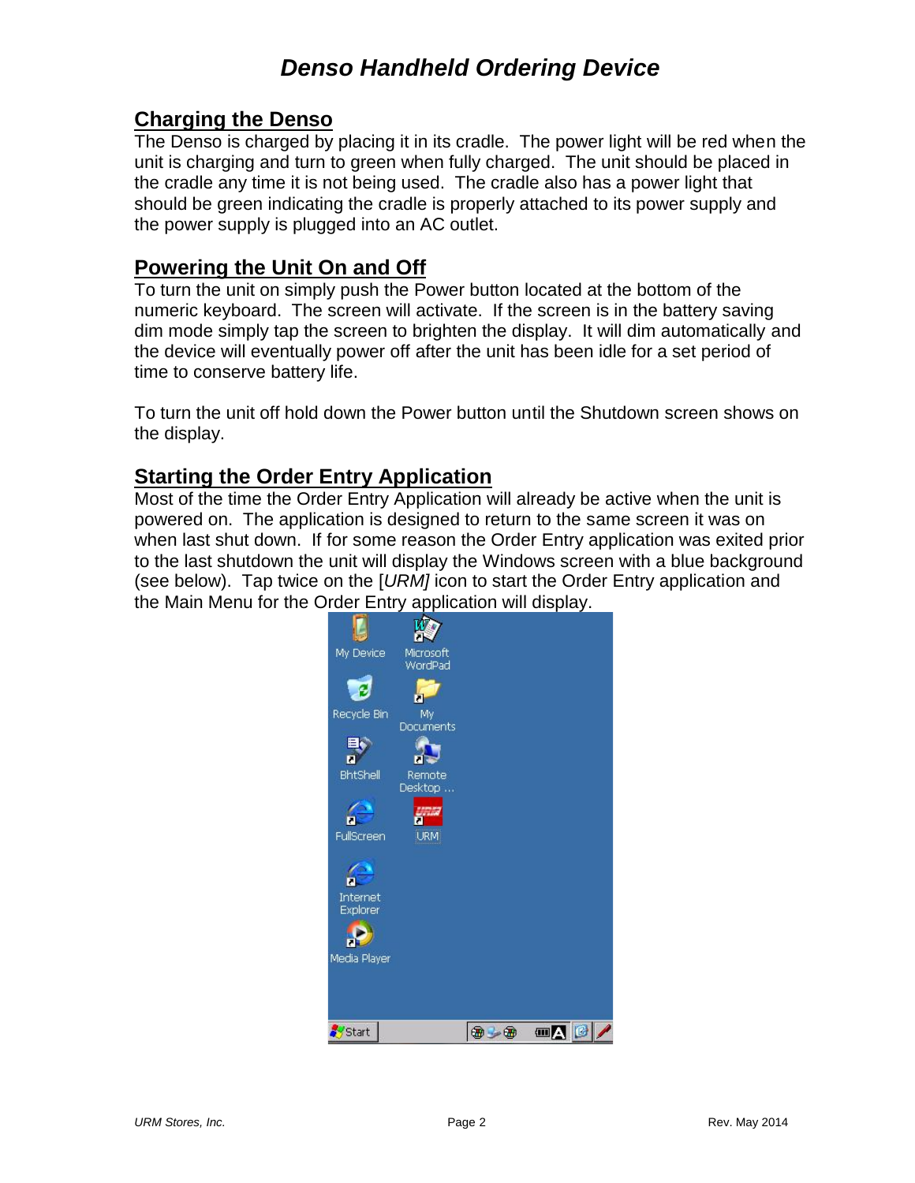# Denso Handheld Ordering Device

## Charging the Denso

The Denso is charged by placing it in its cradle. The power light will be red when the unit is charging and turn to green when fully charged. The unit should be placed in the cradle any time it is not being used. The cradle also has a power light that should be green indicating the cradle is properly attached to its power supply and the power supply is plugged into an AC outlet.

## Powering the Unit On and Off

To turn the unit on simply push the Power button located at the bottom of the numeric keyboard. The screen will activate. If the screen is in the battery saving dim mode simply tap the screen to brighten the display. It will dim automatically and the device will eventually power off after the unit has been idle for a set period of time to conserve battery life.

To turn the unit off hold down the Power button until the Shutdown screen shows on the display.

## Starting the Order Entry Application

Most of the time the Order Entry Application will already be active when the unit is powered on. The application is designed to return to the same screen it was on when last shut down. If for some reason the Order Entry application was exited prior to the last shutdown the unit will display the Windows screen with a blue background (see below). Tap twice on the [*URM]* icon to start the Order Entry application and the Main Menu for the Order Entry application will display.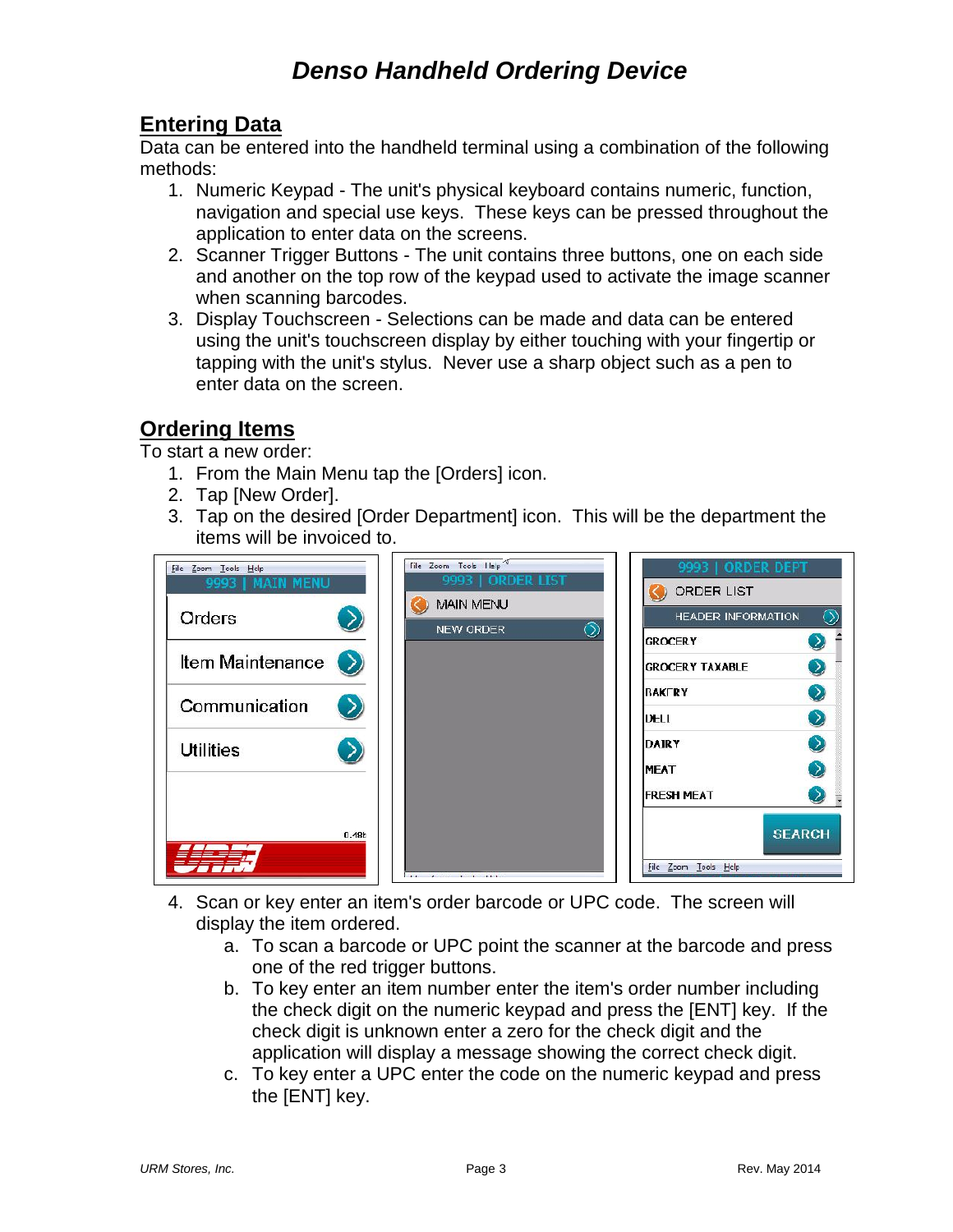# *Denso Handheld Ordering Device*

## Entering Data

Data can be entered into the handheld terminal using a combination of the following methods:

1. Numeric Keypad - The unit's physical keyboard contains numeric, function, navigation and special use keys. These keys can be pressed throughout the application to enter data on the screens.
2. Scanner Trigger Buttons - The unit contains three buttons, one on each side and another on the top row of the keypad used to activate the image scanner when scanning barcodes.
3. Display Touchscreen - Selections can be made and data can be entered using the unit's touchscreen display by either touching with your fingertip or tapping with the unit's stylus. Never use a sharp object such as a pen to enter data on the screen.

## Ordering Items

To start a new order:

1. From the Main Menu tap the [Orders] icon.
2. Tap [New Order].
3. Tap on the desired [Order Department] icon. This will be the department the items will be invoiced to.
4. Scan or key enter an item's order barcode or UPC code. The screen will display the item ordered.
   a. To scan a barcode or UPC point the scanner at the barcode and press one of the red trigger buttons.
   b. To key enter an item number enter the item's order number including the check digit on the numeric keypad and press the [ENT] key. If the check digit is unknown enter a zero for the check digit and the application will display a message showing the correct check digit.
   c. To key enter a UPC enter the code on the numeric keypad and press the [ENT] key.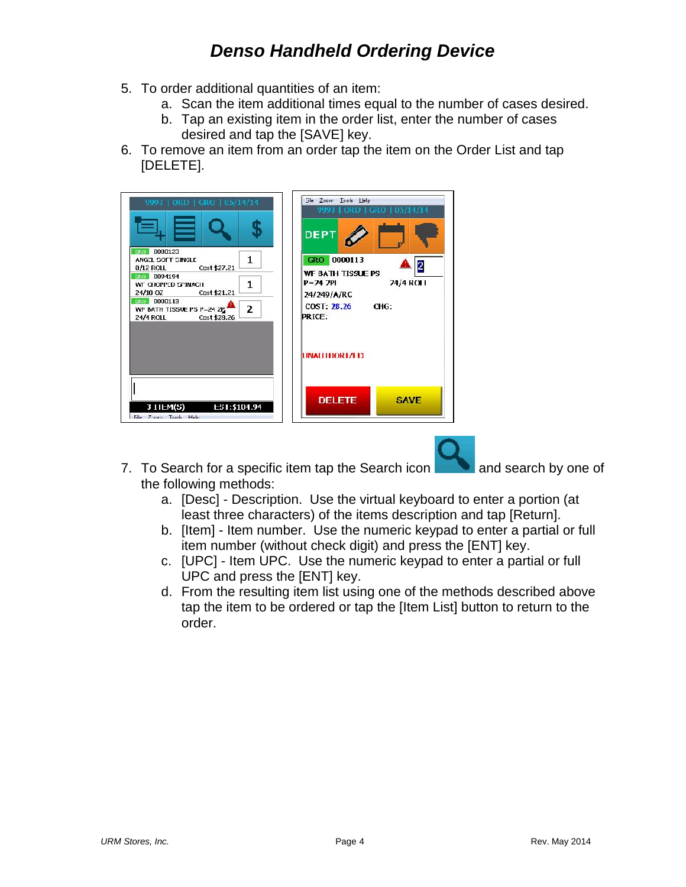# Denso Handheld Ordering Device

5. To order additional quantities of an item:
   a. Scan the item additional times equal to the number of cases desired.
   b. Tap an existing item in the order list, enter the number of cases desired and tap the [SAVE] key.
6. To remove an item from an order tap the item on the Order List and tap [DELETE].

7. To Search for a specific item tap the Search icon and search by one of the following methods:
   a. [Desc] - Description. Use the virtual keyboard to enter a portion (at least three characters) of the items description and tap [Return].
   b. [Item] - Item number. Use the numeric keypad to enter a partial or full item number (without check digit) and press the [ENT] key.
   c. [UPC] - Item UPC. Use the numeric keypad to enter a partial or full UPC and press the [ENT] key.
   d. From the resulting item list using one of the methods described above tap the item to be ordered or tap the [Item List] button to return to the order.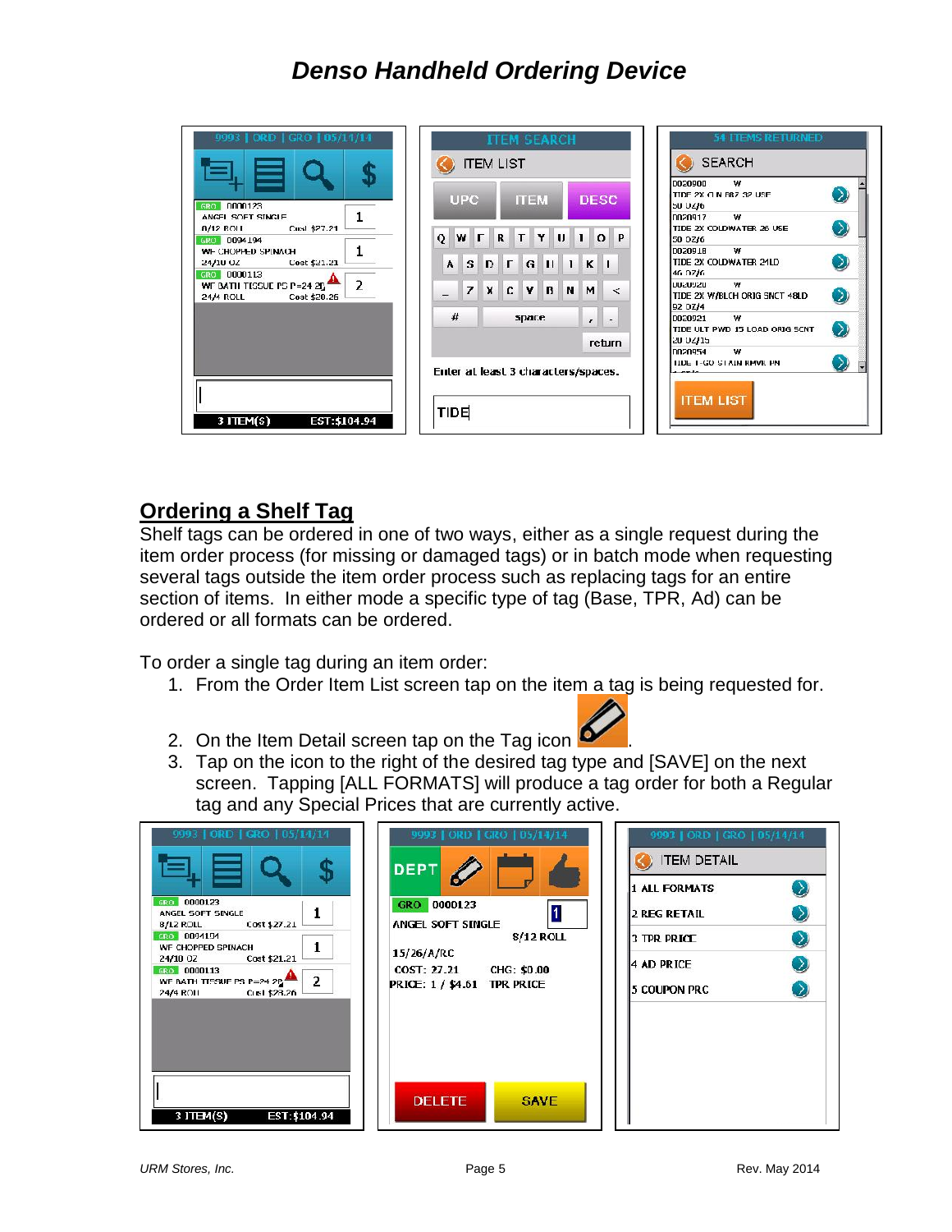# Denso Handheld Ordering Device

## Ordering a Shelf Tag

Shelf tags can be ordered in one of two ways, either as a single request during the item order process (for missing or damaged tags) or in batch mode when requesting several tags outside the item order process such as replacing tags for an entire section of items. In either mode a specific type of tag (Base, TPR, Ad) can be ordered or all formats can be ordered.

To order a single tag during an item order:

1. From the Order Item List screen tap on the item a tag is being requested for.
2. On the Item Detail screen tap on the Tag icon.
3. Tap on the icon to the right of the desired tag type and [SAVE] on the next screen. Tapping [ALL FORMATS] will produce a tag order for both a Regular tag and any Special Prices that are currently active.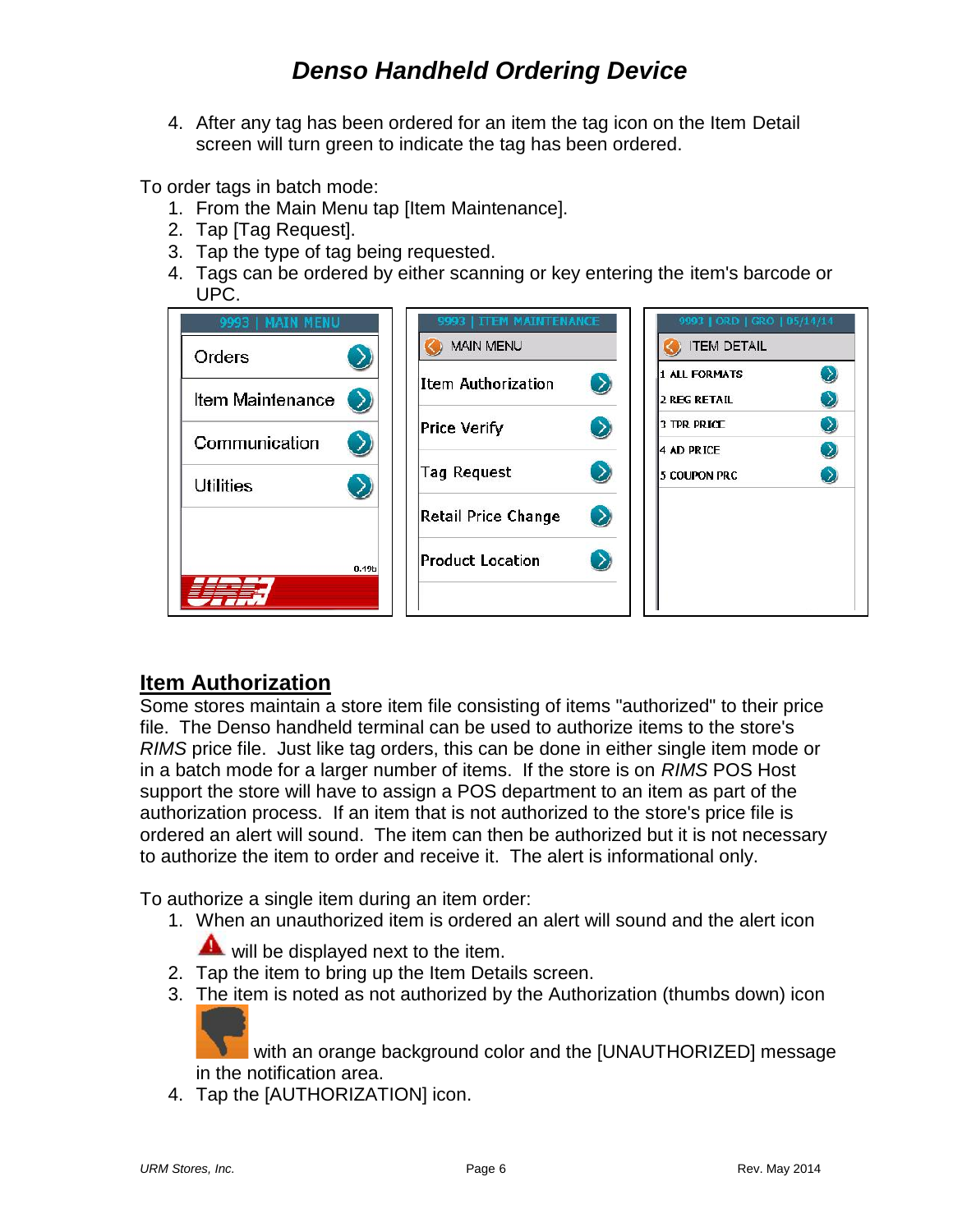4. After any tag has been ordered for an item the tag icon on the Item Detail screen will turn green to indicate the tag has been ordered.

To order tags in batch mode:

1. From the Main Menu tap [Item Maintenance].
2. Tap [Tag Request].
3. Tap the type of tag being requested.
4. Tags can be ordered by either scanning or key entering the item's barcode or UPC.

## Item Authorization

Some stores maintain a store item file consisting of items "authorized" to their price file. The Denso handheld terminal can be used to authorize items to the store's *RIMS* price file. Just like tag orders, this can be done in either single item mode or in a batch mode for a larger number of items. If the store is on *RIMS* POS Host support the store will have to assign a POS department to an item as part of the authorization process. If an item that is not authorized to the store's price file is ordered an alert will sound. The item can then be authorized but it is not necessary to authorize the item to order and receive it. The alert is informational only.

To authorize a single item during an item order:

1. When an unauthorized item is ordered an alert will sound and the alert icon will be displayed next to the item.
2. Tap the item to bring up the Item Details screen.
3. The item is noted as not authorized by the Authorization (thumbs down) icon with an orange background color and the [UNAUTHORIZED] message in the notification area.
4. Tap the [AUTHORIZATION] icon.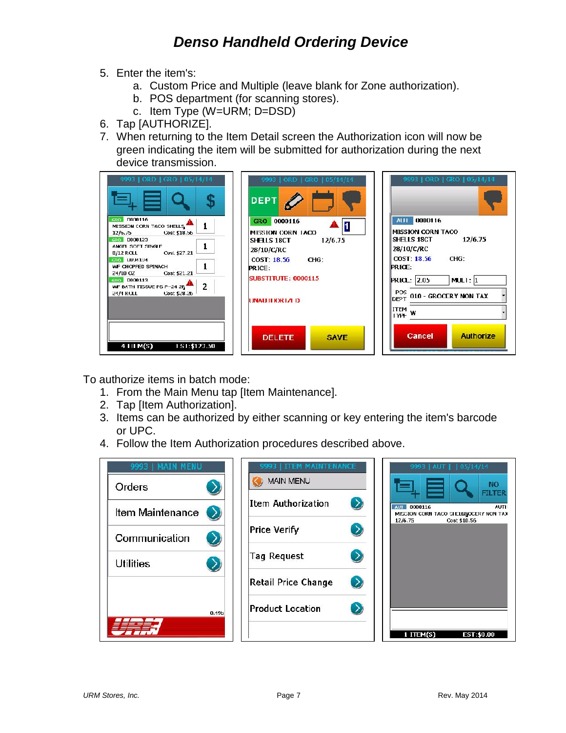# Denso Handheld Ordering Device

5. Enter the item's:
   a. Custom Price and Multiple (leave blank for Zone authorization).
   b. POS department (for scanning stores).
   c. Item Type (W=URM; D=DSD)
6. Tap [AUTHORIZE].
7. When returning to the Item Detail screen the Authorization icon will now be green indicating the item will be submitted for authorization during the next device transmission.

To authorize items in batch mode:

1. From the Main Menu tap [Item Maintenance].
2. Tap [Item Authorization].
3. Items can be authorized by either scanning or key entering the item's barcode or UPC.
4. Follow the Item Authorization procedures described above.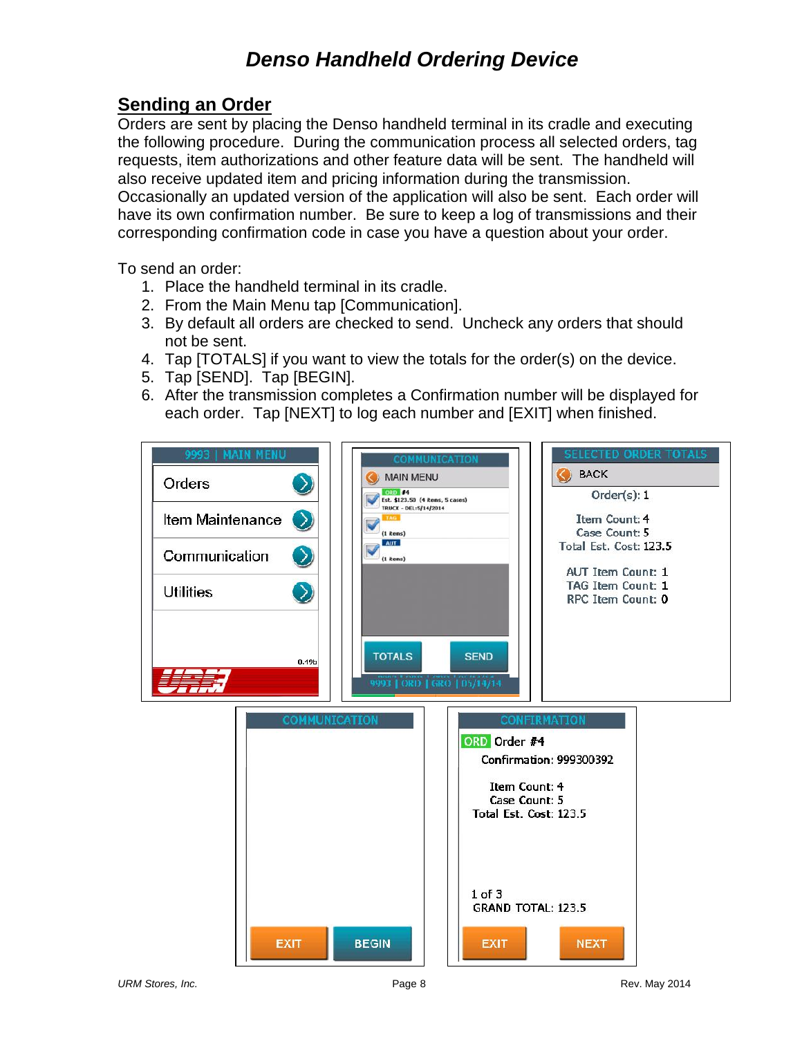## Sending an Order

Orders are sent by placing the Denso handheld terminal in its cradle and executing the following procedure. During the communication process all selected orders, tag requests, item authorizations and other feature data will be sent. The handheld will also receive updated item and pricing information during the transmission. Occasionally an updated version of the application will also be sent. Each order will have its own confirmation number. Be sure to keep a log of transmissions and their corresponding confirmation code in case you have a question about your order.

To send an order:

1. Place the handheld terminal in its cradle.
2. From the Main Menu tap [Communication].
3. By default all orders are checked to send. Uncheck any orders that should not be sent.
4. Tap [TOTALS] if you want to view the totals for the order(s) on the device.
5. Tap [SEND]. Tap [BEGIN].
6. After the transmission completes a Confirmation number will be displayed for each order. Tap [NEXT] to log each number and [EXIT] when finished.